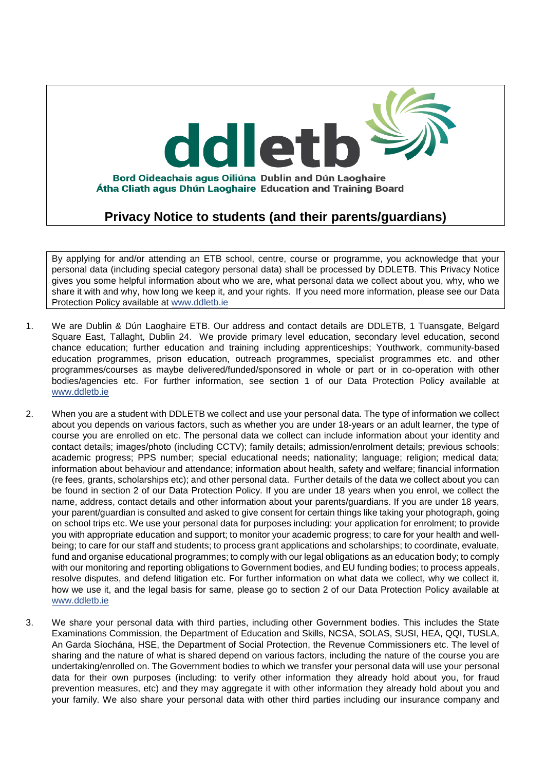ddletb

Bord Oideachais agus Oiliúna Átha Cliath agus Dhún Laoghaire
Dublin and Dún Laoghaire Education and Training Board

# Privacy Notice to students (and their parents/guardians)

By applying for and/or attending an ETB school, centre, course or programme, you acknowledge that your personal data (including special category personal data) shall be processed by DDLETB. This Privacy Notice gives you some helpful information about who we are, what personal data we collect about you, why, who we share it with and why, how long we keep it, and your rights. If you need more information, please see our Data Protection Policy available at www.ddletb.ie

1. We are Dublin & Dún Laoghaire ETB. Our address and contact details are DDLETB, 1 Tuansgate, Belgard Square East, Tallaght, Dublin 24. We provide primary level education, secondary level education, second chance education; further education and training including apprenticeships; Youthwork, community-based education programmes, prison education, outreach programmes, specialist programmes etc. and other programmes/courses as maybe delivered/funded/sponsored in whole or part or in co-operation with other bodies/agencies etc. For further information, see section 1 of our Data Protection Policy available at www.ddletb.ie

2. When you are a student with DDLETB we collect and use your personal data. The type of information we collect about you depends on various factors, such as whether you are under 18-years or an adult learner, the type of course you are enrolled on etc. The personal data we collect can include information about your identity and contact details; images/photo (including CCTV); family details; admission/enrolment details; previous schools; academic progress; PPS number; special educational needs; nationality; language; religion; medical data; information about behaviour and attendance; information about health, safety and welfare; financial information (re fees, grants, scholarships etc); and other personal data. Further details of the data we collect about you can be found in section 2 of our Data Protection Policy. If you are under 18 years when you enrol, we collect the name, address, contact details and other information about your parents/guardians. If you are under 18 years, your parent/guardian is consulted and asked to give consent for certain things like taking your photograph, going on school trips etc. We use your personal data for purposes including: your application for enrolment; to provide you with appropriate education and support; to monitor your academic progress; to care for your health and well-being; to care for our staff and students; to process grant applications and scholarships; to coordinate, evaluate, fund and organise educational programmes; to comply with our legal obligations as an education body; to comply with our monitoring and reporting obligations to Government bodies, and EU funding bodies; to process appeals, resolve disputes, and defend litigation etc. For further information on what data we collect, why we collect it, how we use it, and the legal basis for same, please go to section 2 of our Data Protection Policy available at www.ddletb.ie

3. We share your personal data with third parties, including other Government bodies. This includes the State Examinations Commission, the Department of Education and Skills, NCSA, SOLAS, SUSI, HEA, QQI, TUSLA, An Garda Síochána, HSE, the Department of Social Protection, the Revenue Commissioners etc. The level of sharing and the nature of what is shared depend on various factors, including the nature of the course you are undertaking/enrolled on. The Government bodies to which we transfer your personal data will use your personal data for their own purposes (including: to verify other information they already hold about you, for fraud prevention measures, etc) and they may aggregate it with other information they already hold about you and your family. We also share your personal data with other third parties including our insurance company and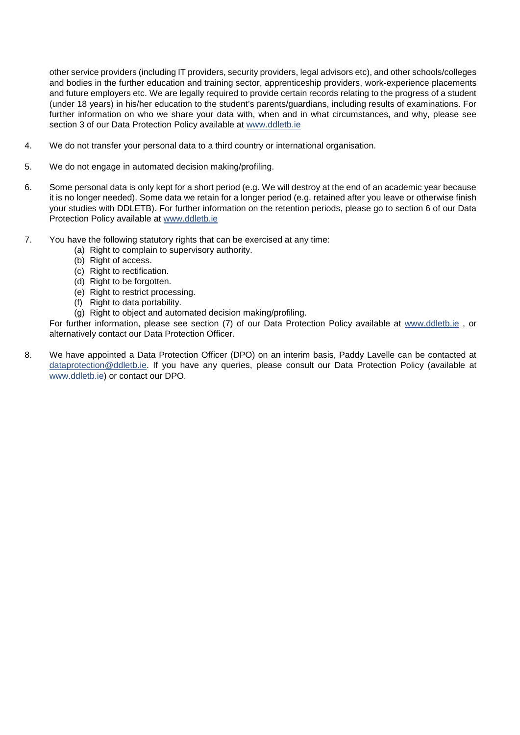other service providers (including IT providers, security providers, legal advisors etc), and other schools/colleges and bodies in the further education and training sector, apprenticeship providers, work-experience placements and future employers etc. We are legally required to provide certain records relating to the progress of a student (under 18 years) in his/her education to the student's parents/guardians, including results of examinations. For further information on who we share your data with, when and in what circumstances, and why, please see section 3 of our Data Protection Policy available at www.ddletb.ie

4. We do not transfer your personal data to a third country or international organisation.

5. We do not engage in automated decision making/profiling.

6. Some personal data is only kept for a short period (e.g. We will destroy at the end of an academic year because it is no longer needed). Some data we retain for a longer period (e.g. retained after you leave or otherwise finish your studies with DDLETB). For further information on the retention periods, please go to section 6 of our Data Protection Policy available at www.ddletb.ie

7. You have the following statutory rights that can be exercised at any time:
   (a) Right to complain to supervisory authority.
   (b) Right of access.
   (c) Right to rectification.
   (d) Right to be forgotten.
   (e) Right to restrict processing.
   (f) Right to data portability.
   (g) Right to object and automated decision making/profiling.

   For further information, please see section (7) of our Data Protection Policy available at www.ddletb.ie , or alternatively contact our Data Protection Officer.

8. We have appointed a Data Protection Officer (DPO) on an interim basis, Paddy Lavelle can be contacted at dataprotection@ddletb.ie. If you have any queries, please consult our Data Protection Policy (available at www.ddletb.ie) or contact our DPO.